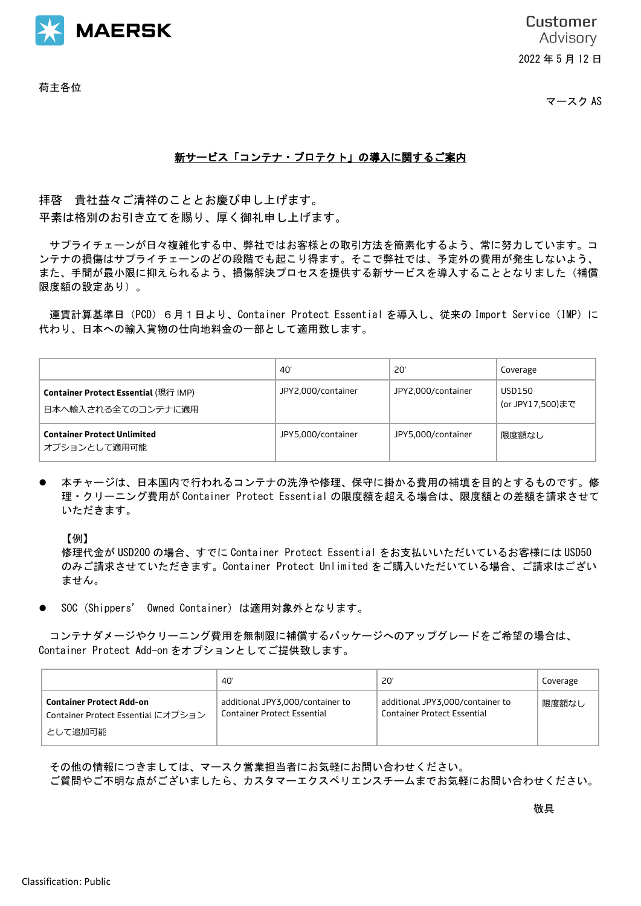MAERSK

Customer Advisory

2022 年 5 月 12 日

荷主各位

マースク AS

**新サービス「コンテナ・プロテクト」の導入に関するご案内**

拝啓　貴社益々ご清祥のこととお慶び申し上げます。
平素は格別のお引き立てを賜り、厚く御礼申し上げます。

サプライチェーンが日々複雑化する中、弊社ではお客様との取引方法を簡素化するよう、常に努力しています。コンテナの損傷はサプライチェーンのどの段階でも起こり得ます。そこで弊社では、予定外の費用が発生しないよう、また、手間が最小限に抑えられるよう、損傷解決プロセスを提供する新サービスを導入することとなりました（補償限度額の設定あり）。

運賃計算基準日（PCD）６月１日より、Container Protect Essential を導入し、従来の Import Service（IMP）に代わり、日本への輸入貨物の仕向地料金の一部として適用致します。

| | 40' | 20' | Coverage |
|---|---|---|---|
| **Container Protect Essential** (現行 IMP)<br>日本へ輸入される全てのコンテナに適用 | JPY2,000/container | JPY2,000/container | USD150<br>(or JPY17,500)まで |
| **Container Protect Unlimited**<br>オプションとして適用可能 | JPY5,000/container | JPY5,000/container | 限度額なし |

- 本チャージは、日本国内で行われるコンテナの洗浄や修理、保守に掛かる費用の補填を目的とするものです。修理・クリーニング費用が Container Protect Essential の限度額を超える場合は、限度額との差額を請求させていただきます。

  【例】
  修理代金が USD200 の場合、すでに Container Protect Essential をお支払いいただいているお客様には USD50 のみご請求させていただきます。Container Protect Unlimited をご購入いただいている場合、ご請求はございません。

- SOC（Shippers’ Owned Container）は適用対象外となります。

コンテナダメージやクリーニング費用を無制限に補償するパッケージへのアップグレードをご希望の場合は、Container Protect Add-on をオプションとしてご提供致します。

| | 40' | 20' | Coverage |
|---|---|---|---|
| **Container Protect Add-on**<br>Container Protect Essential にオプションとして追加可能 | additional JPY3,000/container to Container Protect Essential | additional JPY3,000/container to Container Protect Essential | 限度額なし |

その他の情報につきましては、マースク営業担当者にお気軽にお問い合わせください。
ご質問やご不明な点がございましたら、カスタマーエクスペリエンスチームまでお気軽にお問い合わせください。

敬具

Classification: Public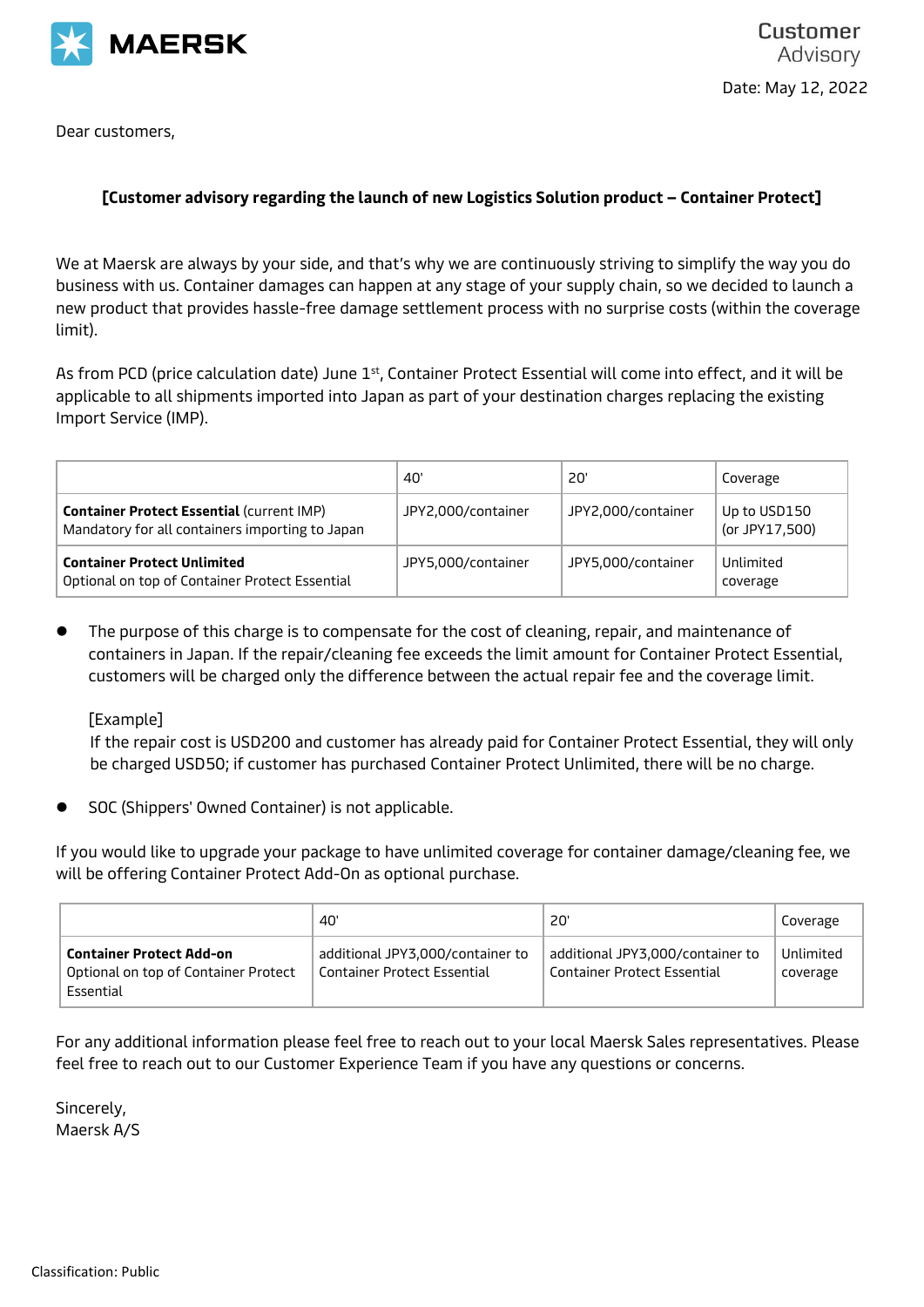Customer Advisory

Date: May 12, 2022

Dear customers,

**[Customer advisory regarding the launch of new Logistics Solution product – Container Protect]**

We at Maersk are always by your side, and that's why we are continuously striving to simplify the way you do business with us. Container damages can happen at any stage of your supply chain, so we decided to launch a new product that provides hassle-free damage settlement process with no surprise costs (within the coverage limit).

As from PCD (price calculation date) June 1st, Container Protect Essential will come into effect, and it will be applicable to all shipments imported into Japan as part of your destination charges replacing the existing Import Service (IMP).

| | 40' | 20' | Coverage |
|---|---|---|---|
| **Container Protect Essential** (current IMP) Mandatory for all containers importing to Japan | JPY2,000/container | JPY2,000/container | Up to USD150 (or JPY17,500) |
| **Container Protect Unlimited** Optional on top of Container Protect Essential | JPY5,000/container | JPY5,000/container | Unlimited coverage |

- The purpose of this charge is to compensate for the cost of cleaning, repair, and maintenance of containers in Japan. If the repair/cleaning fee exceeds the limit amount for Container Protect Essential, customers will be charged only the difference between the actual repair fee and the coverage limit.

  [Example]
  If the repair cost is USD200 and customer has already paid for Container Protect Essential, they will only be charged USD50; if customer has purchased Container Protect Unlimited, there will be no charge.

- SOC (Shippers' Owned Container) is not applicable.

If you would like to upgrade your package to have unlimited coverage for container damage/cleaning fee, we will be offering Container Protect Add-On as optional purchase.

| | 40' | 20' | Coverage |
|---|---|---|---|
| **Container Protect Add-on** Optional on top of Container Protect Essential | additional JPY3,000/container to Container Protect Essential | additional JPY3,000/container to Container Protect Essential | Unlimited coverage |

For any additional information please feel free to reach out to your local Maersk Sales representatives. Please feel free to reach out to our Customer Experience Team if you have any questions or concerns.

Sincerely,
Maersk A/S

Classification: Public